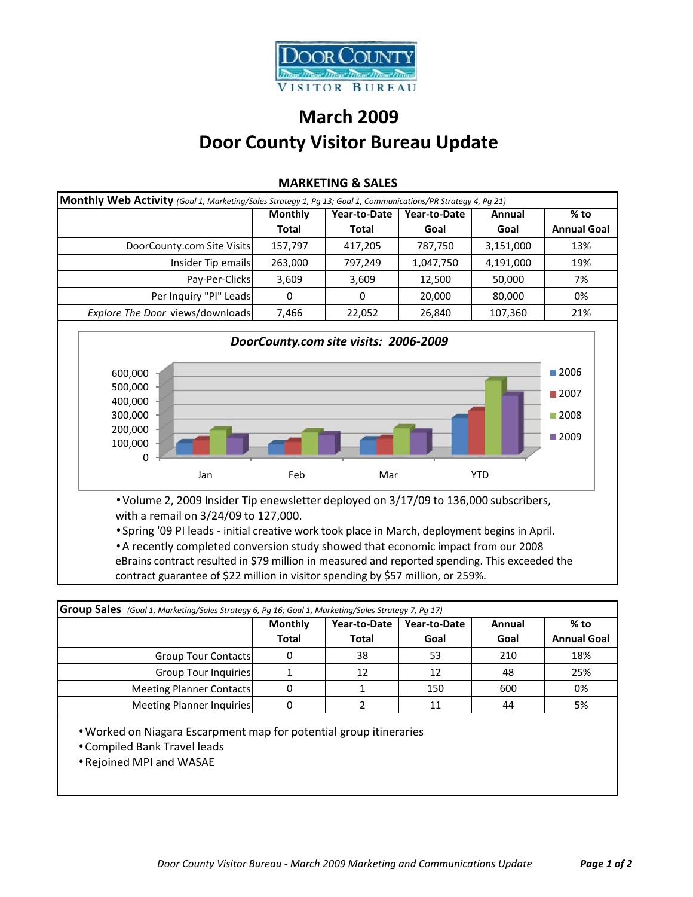Door County Visitor Bureau

# March 2009
# Door County Visitor Bureau Update

## MARKETING & SALES

**Monthly Web Activity** *(Goal 1, Marketing/Sales Strategy 1, Pg 13; Goal 1, Communications/PR Strategy 4, Pg 21)*

| | Monthly Total | Year-to-Date Total | Year-to-Date Goal | Annual Goal | % to Annual Goal |
|---|---|---|---|---|---|
| DoorCounty.com Site Visits | 157,797 | 417,205 | 787,750 | 3,151,000 | 13% |
| Insider Tip emails | 263,000 | 797,249 | 1,047,750 | 4,191,000 | 19% |
| Pay-Per-Clicks | 3,609 | 3,609 | 12,500 | 50,000 | 7% |
| Per Inquiry "PI" Leads | 0 | 0 | 20,000 | 80,000 | 0% |
| *Explore The Door* views/downloads | 7,466 | 22,052 | 26,840 | 107,360 | 21% |

*DoorCounty.com site visits: 2006-2009*

- Volume 2, 2009 Insider Tip enewsletter deployed on 3/17/09 to 136,000 subscribers, with a remail on 3/24/09 to 127,000.
- Spring '09 PI leads - initial creative work took place in March, deployment begins in April.
- A recently completed conversion study showed that economic impact from our 2008 eBrains contract resulted in $79 million in measured and reported spending. This exceeded the contract guarantee of $22 million in visitor spending by $57 million, or 259%.

**Group Sales** *(Goal 1, Marketing/Sales Strategy 6, Pg 16; Goal 1, Marketing/Sales Strategy 7, Pg 17)*

| | Monthly Total | Year-to-Date Total | Year-to-Date Goal | Annual Goal | % to Annual Goal |
|---|---|---|---|---|---|
| Group Tour Contacts | 0 | 38 | 53 | 210 | 18% |
| Group Tour Inquiries | 1 | 12 | 12 | 48 | 25% |
| Meeting Planner Contacts | 0 | 1 | 150 | 600 | 0% |
| Meeting Planner Inquiries | 0 | 2 | 11 | 44 | 5% |

- Worked on Niagara Escarpment map for potential group itineraries
- Compiled Bank Travel leads
- Rejoined MPI and WASAE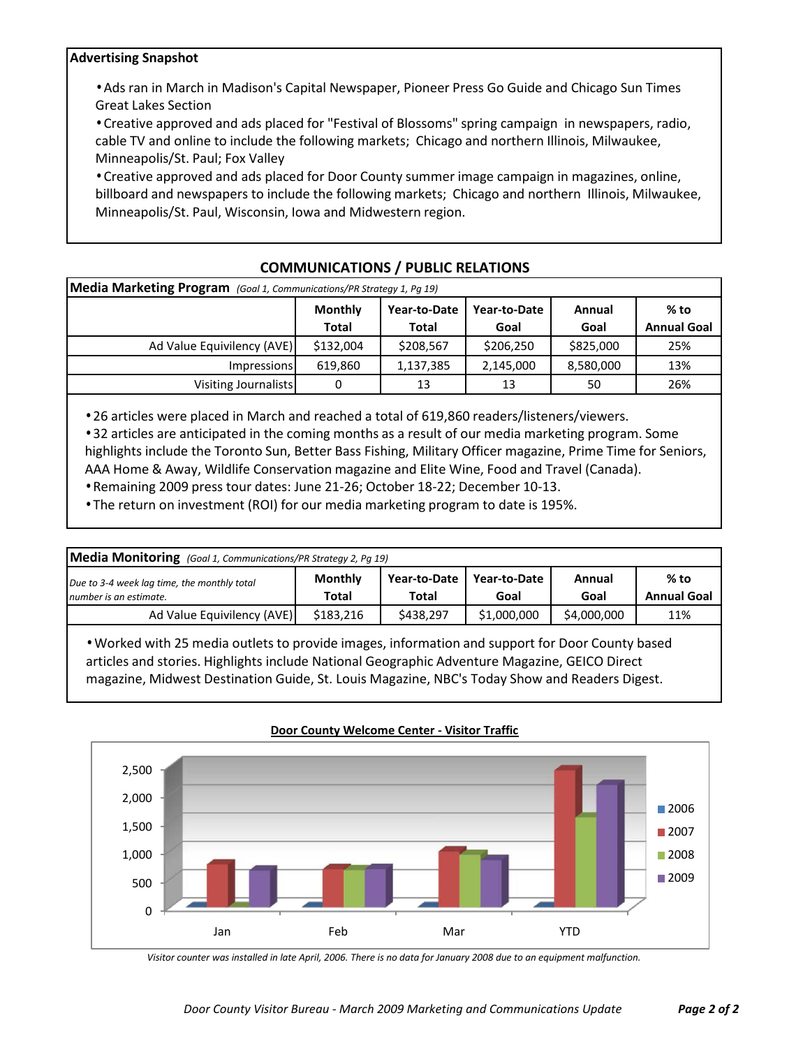**Advertising Snapshot**

- Ads ran in March in Madison's Capital Newspaper, Pioneer Press Go Guide and Chicago Sun Times Great Lakes Section
- Creative approved and ads placed for "Festival of Blossoms" spring campaign in newspapers, radio, cable TV and online to include the following markets; Chicago and northern Illinois, Milwaukee, Minneapolis/St. Paul; Fox Valley
- Creative approved and ads placed for Door County summer image campaign in magazines, online, billboard and newspapers to include the following markets; Chicago and northern Illinois, Milwaukee, Minneapolis/St. Paul, Wisconsin, Iowa and Midwestern region.

## COMMUNICATIONS / PUBLIC RELATIONS

**Media Marketing Program** *(Goal 1, Communications/PR Strategy 1, Pg 19)*

| | Monthly Total | Year-to-Date Total | Year-to-Date Goal | Annual Goal | % to Annual Goal |
|---|---|---|---|---|---|
| Ad Value Equivilency (AVE) | $132,004 | $208,567 | $206,250 | $825,000 | 25% |
| Impressions | 619,860 | 1,137,385 | 2,145,000 | 8,580,000 | 13% |
| Visiting Journalists | 0 | 13 | 13 | 50 | 26% |

- 26 articles were placed in March and reached a total of 619,860 readers/listeners/viewers.
- 32 articles are anticipated in the coming months as a result of our media marketing program. Some highlights include the Toronto Sun, Better Bass Fishing, Military Officer magazine, Prime Time for Seniors, AAA Home & Away, Wildlife Conservation magazine and Elite Wine, Food and Travel (Canada).
- Remaining 2009 press tour dates: June 21-26; October 18-22; December 10-13.
- The return on investment (ROI) for our media marketing program to date is 195%.

**Media Monitoring** *(Goal 1, Communications/PR Strategy 2, Pg 19)*

| *Due to 3-4 week lag time, the monthly total number is an estimate.* | Monthly Total | Year-to-Date Total | Year-to-Date Goal | Annual Goal | % to Annual Goal |
|---|---|---|---|---|---|
| Ad Value Equivilency (AVE) | $183,216 | $438,297 | $1,000,000 | $4,000,000 | 11% |

- Worked with 25 media outlets to provide images, information and support for Door County based articles and stories. Highlights include National Geographic Adventure Magazine, GEICO Direct magazine, Midwest Destination Guide, St. Louis Magazine, NBC's Today Show and Readers Digest.

**Door County Welcome Center - Visitor Traffic**

2,500
2,000
1,500
1,000
500
0

Jan
Feb
Mar
YTD

2006
2007
2008
2009

*Visitor counter was installed in late April, 2006. There is no data for January 2008 due to an equipment malfunction.*